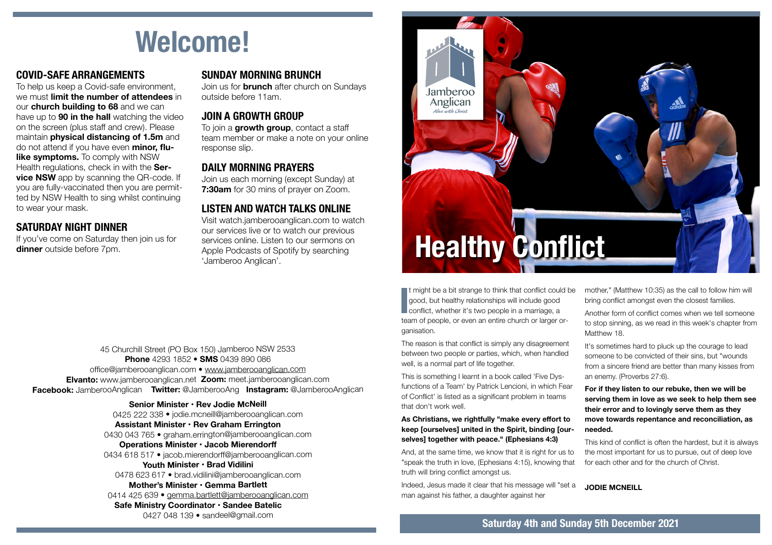# Welcome!

## COVID-SAFE ARRANGEMENTS

To help us keep a Covid-safe environment, we must **limit the number of attendees** in our **church building to 68** and we can have up to **90 in the hall** watching the video on the screen (plus staff and crew). Please maintain **physical distancing of 1.5m** and do not attend if you have even **minor, flu-like symptoms.** To comply with NSW Health regulations, check in with the **Service NSW** app by scanning the QR-code. If you are fully-vaccinated then you are permitted by NSW Health to sing whilst continuing to wear your mask.

## SATURDAY NIGHT DINNER

If you've come on Saturday then join us for **dinner** outside before 7pm.

## SUNDAY MORNING BRUNCH

Join us for **brunch** after church on Sundays outside before 11am.

## JOIN A GROWTH GROUP

To join a **growth group**, contact a staff team member or make a note on your online response slip.

## DAILY MORNING PRAYERS

Join us each morning (except Sunday) at **7:30am** for 30 mins of prayer on Zoom.

## LISTEN AND WATCH TALKS ONLINE

Visit watch.jamberooanglican.com to watch our services live or to watch our previous services online. Listen to our sermons on Apple Podcasts of Spotify by searching 'Jamberoo Anglican'.

45 Churchill Street (PO Box 150) Jamberoo NSW 2533
**Phone** 4293 1852 • **SMS** 0439 890 086
office@jamberooanglican.com • www.jamberooanglican.com
**Elvanto:** www.jamberooanglican.net **Zoom:** meet.jamberooanglican.com
**Facebook:** JamberooAnglican **Twitter:** @JamberooAng **Instagram:** @JamberooAnglican

**Senior Minister · Rev Jodie McNeill**
0425 222 338 • jodie.mcneill@jamberooanglican.com
**Assistant Minister · Rev Graham Errington**
0430 043 765 • graham.errington@jamberooanglican.com
**Operations Minister · Jacob Mierendorff**
0434 618 517 • jacob.mierendorff@jamberooanglican.com
**Youth Minister · Brad Vidilini**
0478 623 617 • brad.vidilini@jamberooanglican.com
**Mother's Minister · Gemma Bartlett**
0414 425 639 • gemma.bartlett@jamberooanglican.com
**Safe Ministry Coordinator · Sandee Batelic**
0427 048 139 • sandeel@gmail.com

Jamberoo Anglican
*Alive with Christ*

# Healthy Conflict

It might be a bit strange to think that conflict could be good, but healthy relationships will include good conflict, whether it's two people in a marriage, a team of people, or even an entire church or larger organisation.

The reason is that conflict is simply any disagreement between two people or parties, which, when handled well, is a normal part of life together.

This is something I learnt in a book called 'Five Dysfunctions of a Team' by Patrick Lencioni, in which Fear of Conflict' is listed as a significant problem in teams that don't work well.

**As Christians, we rightfully "make every effort to keep [ourselves] united in the Spirit, binding [ourselves] together with peace." (Ephesians 4:3)**

And, at the same time, we know that it is right for us to "speak the truth in love, (Ephesians 4:15), knowing that truth will bring conflict amongst us.

Indeed, Jesus made it clear that his message will "set a man against his father, a daughter against her mother," (Matthew 10:35) as the call to follow him will bring conflict amongst even the closest families.

Another form of conflict comes when we tell someone to stop sinning, as we read in this week's chapter from Matthew 18.

It's sometimes hard to pluck up the courage to lead someone to be convicted of their sins, but "wounds from a sincere friend are better than many kisses from an enemy. (Proverbs 27:6).

**For if they listen to our rebuke, then we will be serving them in love as we seek to help them see their error and to lovingly serve them as they move towards repentance and reconciliation, as needed.**

This kind of conflict is often the hardest, but it is always the most important for us to pursue, out of deep love for each other and for the church of Christ.

**JODIE MCNEILL**

**Saturday 4th and Sunday 5th December 2021**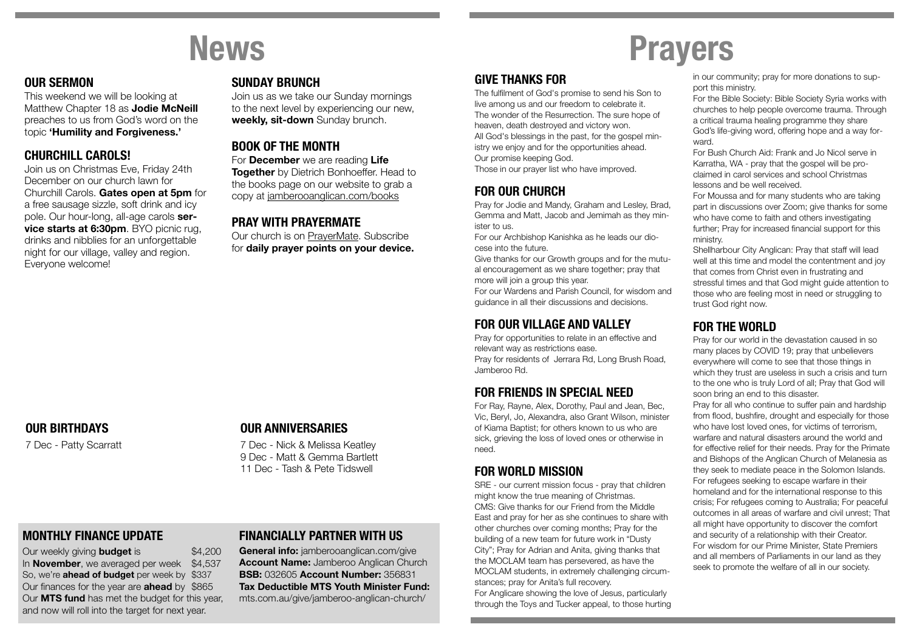# News

## OUR SERMON

This weekend we will be looking at Matthew Chapter 18 as **Jodie McNeill** preaches to us from God's word on the topic **'Humility and Forgiveness.'**

## CHURCHILL CAROLS!

Join us on Christmas Eve, Friday 24th December on our church lawn for Churchill Carols. **Gates open at 5pm** for a free sausage sizzle, soft drink and icy pole. Our hour-long, all-age carols **service starts at 6:30pm**. BYO picnic rug, drinks and nibblies for an unforgettable night for our village, valley and region. Everyone welcome!

## SUNDAY BRUNCH

Join us as we take our Sunday mornings to the next level by experiencing our new, **weekly, sit-down** Sunday brunch.

## BOOK OF THE MONTH

For **December** we are reading **Life Together** by Dietrich Bonhoeffer. Head to the books page on our website to grab a copy at jamberooanglican.com/books

## PRAY WITH PRAYERMATE

Our church is on PrayerMate. Subscribe for **daily prayer points on your device.**

## OUR BIRTHDAYS

7 Dec - Patty Scarratt

## OUR ANNIVERSARIES

7 Dec - Nick & Melissa Keatley
9 Dec - Matt & Gemma Bartlett
11 Dec - Tash & Pete Tidswell

## MONTHLY FINANCE UPDATE

| | |
|---|---|
| Our weekly giving **budget** is | $4,200 |
| In **November**, we averaged per week | $4,537 |
| So, we're **ahead of budget** per week by | $337 |
| Our finances for the year are **ahead** by | $865 |

Our **MTS fund** has met the budget for this year, and now will roll into the target for next year.

## FINANCIALLY PARTNER WITH US

**General info:** jamberooanglican.com/give
**Account Name:** Jamberoo Anglican Church
**BSB:** 032605 **Account Number:** 356831
**Tax Deductible MTS Youth Minister Fund:** mts.com.au/give/jamberoo-anglican-church/

# Prayers

## GIVE THANKS FOR

The fulfilment of God's promise to send his Son to live among us and our freedom to celebrate it.
The wonder of the Resurrection. The sure hope of heaven, death destroyed and victory won.
All God's blessings in the past, for the gospel ministry we enjoy and for the opportunities ahead.
Our promise keeping God.
Those in our prayer list who have improved.

## FOR OUR CHURCH

Pray for Jodie and Mandy, Graham and Lesley, Brad, Gemma and Matt, Jacob and Jemimah as they minister to us.
For our Archbishop Kanishka as he leads our diocese into the future.
Give thanks for our Growth groups and for the mutual encouragement as we share together; pray that more will join a group this year.
For our Wardens and Parish Council, for wisdom and guidance in all their discussions and decisions.

## FOR OUR VILLAGE AND VALLEY

Pray for opportunities to relate in an effective and relevant way as restrictions ease.
Pray for residents of Jerrara Rd, Long Brush Road, Jamberoo Rd.

## FOR FRIENDS IN SPECIAL NEED

For Ray, Rayne, Alex, Dorothy, Paul and Jean, Bec, Vic, Beryl, Jo, Alexandra, also Grant Wilson, minister of Kiama Baptist; for others known to us who are sick, grieving the loss of loved ones or otherwise in need.

## FOR WORLD MISSION

SRE - our current mission focus - pray that children might know the true meaning of Christmas.
CMS: Give thanks for our Friend from the Middle East and pray for her as she continues to share with other churches over coming months; Pray for the building of a new team for future work in "Dusty City"; Pray for Adrian and Anita, giving thanks that the MOCLAM team has persevered, as have the MOCLAM students, in extremely challenging circumstances; pray for Anita's full recovery.
For Anglicare showing the love of Jesus, particularly through the Toys and Tucker appeal, to those hurting in our community; pray for more donations to support this ministry.
For the Bible Society: Bible Society Syria works with churches to help people overcome trauma. Through a critical trauma healing programme they share God's life-giving word, offering hope and a way forward.
For Bush Church Aid: Frank and Jo Nicol serve in Karratha, WA - pray that the gospel will be proclaimed in carol services and school Christmas lessons and be well received.
For Moussa and for many students who are taking part in discussions over Zoom; give thanks for some who have come to faith and others investigating further; Pray for increased financial support for this ministry.
Shellharbour City Anglican: Pray that staff will lead well at this time and model the contentment and joy that comes from Christ even in frustrating and stressful times and that God might guide attention to those who are feeling most in need or struggling to trust God right now.

## FOR THE WORLD

Pray for our world in the devastation caused in so many places by COVID 19; pray that unbelievers everywhere will come to see that those things in which they trust are useless in such a crisis and turn to the one who is truly Lord of all; Pray that God will soon bring an end to this disaster.
Pray for all who continue to suffer pain and hardship from flood, bushfire, drought and especially for those who have lost loved ones, for victims of terrorism, warfare and natural disasters around the world and for effective relief for their needs. Pray for the Primate and Bishops of the Anglican Church of Melanesia as they seek to mediate peace in the Solomon Islands. For refugees seeking to escape warfare in their homeland and for the international response to this crisis; For refugees coming to Australia; For peaceful outcomes in all areas of warfare and civil unrest; That all might have opportunity to discover the comfort and security of a relationship with their Creator. For wisdom for our Prime Minister, State Premiers and all members of Parliaments in our land as they seek to promote the welfare of all in our society.